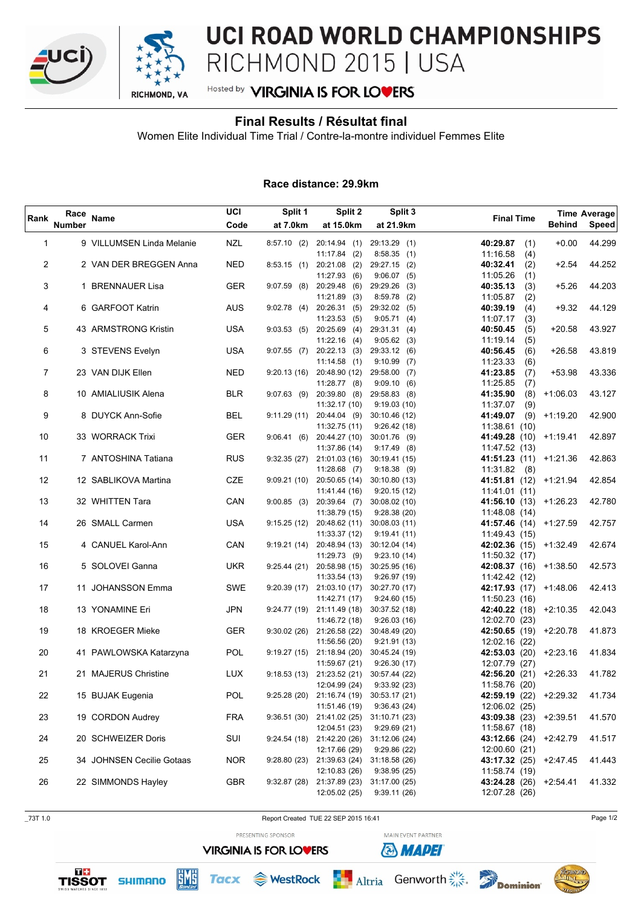# UCI ROAD WORLD CHAMPIONSHIPS
RICHMOND 2015 | USA

Hosted by VIRGINIA IS FOR LOVERS

## Final Results / Résultat final

Women Elite Individual Time Trial / Contre-la-montre individuel Femmes Elite

**Race distance: 29.9km**

| Rank | Race Number | Name | UCI Code | Split 1 at 7.0km | Split 2 at 15.0km | Split 3 at 21.9km | Final Time | Time Behind | Average Speed |
|---|---|---|---|---|---|---|---|---|---|
| 1 | 9 | VILLUMSEN Linda Melanie | NZL | 8:57.10 (2) | 20:14.94 (1) / 11:17.84 (2) | 29:13.29 (1) / 8:58.35 (1) | **40:29.87** (1) / 11:16.58 (4) | +0.00 | 44.299 |
| 2 | 2 | VAN DER BREGGEN Anna | NED | 8:53.15 (1) | 20:21.08 (2) / 11:27.93 (6) | 29:27.15 (2) / 9:06.07 (5) | **40:32.41** (2) / 11:05.26 (1) | +2.54 | 44.252 |
| 3 | 1 | BRENNAUER Lisa | GER | 9:07.59 (8) | 20:29.48 (6) / 11:21.89 (3) | 29:29.26 (3) / 8:59.78 (2) | **40:35.13** (3) / 11:05.87 (2) | +5.26 | 44.203 |
| 4 | 6 | GARFOOT Katrin | AUS | 9:02.78 (4) | 20:26.31 (5) / 11:23.53 (5) | 29:32.02 (5) / 9:05.71 (4) | **40:39.19** (4) / 11:07.17 (3) | +9.32 | 44.129 |
| 5 | 43 | ARMSTRONG Kristin | USA | 9:03.53 (5) | 20:25.69 (4) / 11:22.16 (4) | 29:31.31 (4) / 9:05.62 (3) | **40:50.45** (5) / 11:19.14 (5) | +20.58 | 43.927 |
| 6 | 3 | STEVENS Evelyn | USA | 9:07.55 (7) | 20:22.13 (3) / 11:14.58 (1) | 29:33.12 (6) / 9:10.99 (7) | **40:56.45** (6) / 11:23.33 (6) | +26.58 | 43.819 |
| 7 | 23 | VAN DIJK Ellen | NED | 9:20.13 (16) | 20:48.90 (12) / 11:28.77 (8) | 29:58.00 (7) / 9:09.10 (6) | **41:23.85** (7) / 11:25.85 (7) | +53.98 | 43.336 |
| 8 | 10 | AMIALIUSIK Alena | BLR | 9:07.63 (9) | 20:39.80 (8) / 11:32.17 (10) | 29:58.83 (8) / 9:19.03 (10) | **41:35.90** (8) / 11:37.07 (9) | +1:06.03 | 43.127 |
| 9 | 8 | DUYCK Ann-Sofie | BEL | 9:11.29 (11) | 20:44.04 (9) / 11:32.75 (11) | 30:10.46 (12) / 9:26.42 (18) | **41:49.07** (9) / 11:38.61 (10) | +1:19.20 | 42.900 |
| 10 | 33 | WORRACK Trixi | GER | 9:06.41 (6) | 20:44.27 (10) / 11:37.86 (14) | 30:01.76 (9) / 9:17.49 (8) | **41:49.28** (10) / 11:47.52 (13) | +1:19.41 | 42.897 |
| 11 | 7 | ANTOSHINA Tatiana | RUS | 9:32.35 (27) | 21:01.03 (16) / 11:28.68 (7) | 30:19.41 (15) / 9:18.38 (9) | **41:51.23** (11) / 11:31.82 (8) | +1:21.36 | 42.863 |
| 12 | 12 | SABLIKOVA Martina | CZE | 9:09.21 (10) | 20:50.65 (14) / 11:41.44 (16) | 30:10.80 (13) / 9:20.15 (12) | **41:51.81** (12) / 11:41.01 (11) | +1:21.94 | 42.854 |
| 13 | 32 | WHITTEN Tara | CAN | 9:00.85 (3) | 20:39.64 (7) / 11:38.79 (15) | 30:08.02 (10) / 9:28.38 (20) | **41:56.10** (13) / 11:48.08 (14) | +1:26.23 | 42.780 |
| 14 | 26 | SMALL Carmen | USA | 9:15.25 (12) | 20:48.62 (11) / 11:33.37 (12) | 30:08.03 (11) / 9:19.41 (11) | **41:57.46** (14) / 11:49.43 (15) | +1:27.59 | 42.757 |
| 15 | 4 | CANUEL Karol-Ann | CAN | 9:19.21 (14) | 20:48.94 (13) / 11:29.73 (9) | 30:12.04 (14) / 9:23.10 (14) | **42:02.36** (15) / 11:50.32 (17) | +1:32.49 | 42.674 |
| 16 | 5 | SOLOVEI Ganna | UKR | 9:25.44 (21) | 20:58.98 (15) / 11:33.54 (13) | 30:25.95 (16) / 9:26.97 (19) | **42:08.37** (16) / 11:42.42 (12) | +1:38.50 | 42.573 |
| 17 | 11 | JOHANSSON Emma | SWE | 9:20.39 (17) | 21:03.10 (17) / 11:42.71 (17) | 30:27.70 (17) / 9:24.60 (15) | **42:17.93** (17) / 11:50.23 (16) | +1:48.06 | 42.413 |
| 18 | 13 | YONAMINE Eri | JPN | 9:24.77 (19) | 21:11.49 (18) / 11:46.72 (18) | 30:37.52 (18) / 9:26.03 (16) | **42:40.22** (18) / 12:02.70 (23) | +2:10.35 | 42.043 |
| 19 | 18 | KROEGER Mieke | GER | 9:30.02 (26) | 21:26.58 (22) / 11:56.56 (20) | 30:48.49 (20) / 9:21.91 (13) | **42:50.65** (19) / 12:02.16 (22) | +2:20.78 | 41.873 |
| 20 | 41 | PAWLOWSKA Katarzyna | POL | 9:19.27 (15) | 21:18.94 (20) / 11:59.67 (21) | 30:45.24 (19) / 9:26.30 (17) | **42:53.03** (20) / 12:07.79 (27) | +2:23.16 | 41.834 |
| 21 | 21 | MAJERUS Christine | LUX | 9:18.53 (13) | 21:23.52 (21) / 12:04.99 (24) | 30:57.44 (22) / 9:33.92 (23) | **42:56.20** (21) / 11:58.76 (20) | +2:26.33 | 41.782 |
| 22 | 15 | BUJAK Eugenia | POL | 9:25.28 (20) | 21:16.74 (19) / 11:51.46 (19) | 30:53.17 (21) / 9:36.43 (24) | **42:59.19** (22) / 12:06.02 (25) | +2:29.32 | 41.734 |
| 23 | 19 | CORDON Audrey | FRA | 9:36.51 (30) | 21:41.02 (25) / 12:04.51 (23) | 31:10.71 (23) / 9:29.69 (21) | **43:09.38** (23) / 11:58.67 (18) | +2:39.51 | 41.570 |
| 24 | 20 | SCHWEIZER Doris | SUI | 9:24.54 (18) | 21:42.20 (26) / 12:17.66 (29) | 31:12.06 (24) / 9:29.86 (22) | **43:12.66** (24) / 12:00.60 (21) | +2:42.79 | 41.517 |
| 25 | 34 | JOHNSEN Cecilie Gotaas | NOR | 9:28.80 (23) | 21:39.63 (24) / 12:10.83 (26) | 31:18.58 (26) / 9:38.95 (25) | **43:17.32** (25) / 11:58.74 (19) | +2:47.45 | 41.443 |
| 26 | 22 | SIMMONDS Hayley | GBR | 9:32.87 (28) | 21:37.89 (23) / 12:05.02 (25) | 31:17.00 (25) / 9:39.11 (26) | **43:24.28** (26) / 12:07.28 (26) | +2:54.41 | 41.332 |

_73T 1.0 — Report Created TUE 22 SEP 2015 16:41

PRESENTING SPONSOR: VIRGINIA IS FOR LOVERS — MAIN EVENT PARTNER: MAPEI

TISSOT, SHIMANO, SMS Santini, Tacx, WestRock, Altria, Genworth, Dominion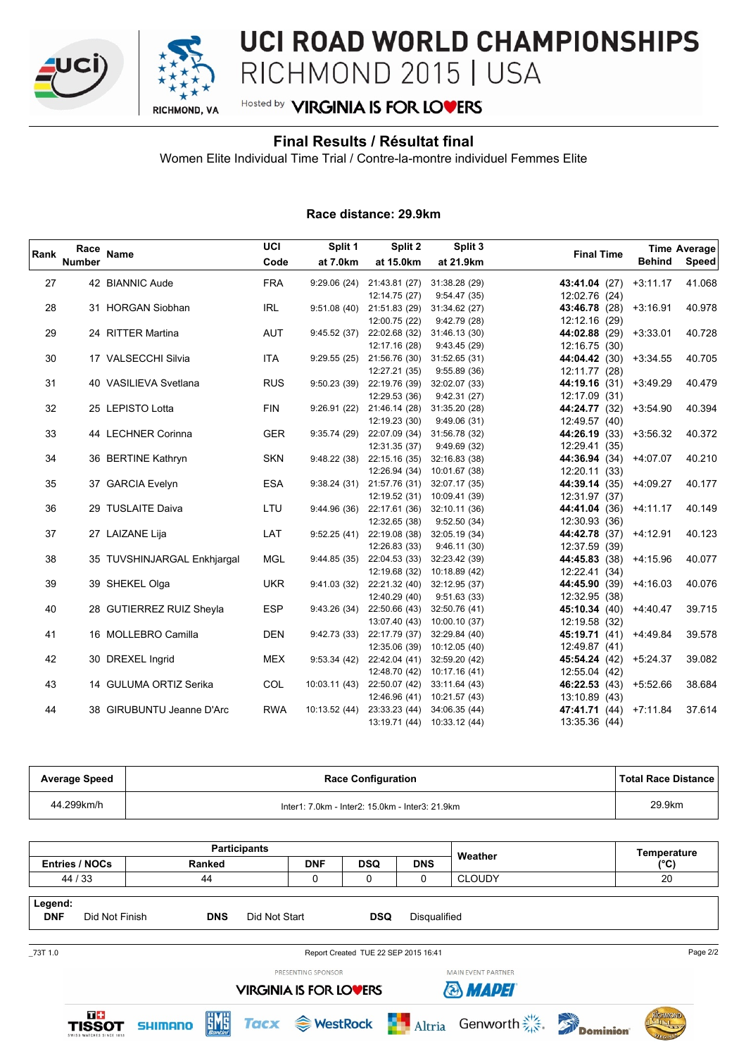# UCI ROAD WORLD CHAMPIONSHIPS
RICHMOND 2015 | USA

Hosted by VIRGINIA IS FOR LOVERS

## Final Results / Résultat final

Women Elite Individual Time Trial / Contre-la-montre individuel Femmes Elite

**Race distance: 29.9km**

| Rank | Race Number | Name | UCI Code | Split 1 at 7.0km | Split 2 at 15.0km | Split 3 at 21.9km | Final Time | Time Behind | Average Speed |
|---|---|---|---|---|---|---|---|---|---|
| 27 | 42 | BIANNIC Aude | FRA | 9:29.06 (24) | 21:43.81 (27) 12:14.75 (27) | 31:38.28 (29) 9:54.47 (35) | **43:41.04** (27) 12:02.76 (24) | +3:11.17 | 41.068 |
| 28 | 31 | HORGAN Siobhan | IRL | 9:51.08 (40) | 21:51.83 (29) 12:00.75 (22) | 31:34.62 (27) 9:42.79 (28) | **43:46.78** (28) 12:12.16 (29) | +3:16.91 | 40.978 |
| 29 | 24 | RITTER Martina | AUT | 9:45.52 (37) | 22:02.68 (32) 12:17.16 (28) | 31:46.13 (30) 9:43.45 (29) | **44:02.88** (29) 12:16.75 (30) | +3:33.01 | 40.728 |
| 30 | 17 | VALSECCHI Silvia | ITA | 9:29.55 (25) | 21:56.76 (30) 12:27.21 (35) | 31:52.65 (31) 9:55.89 (36) | **44:04.42** (30) 12:11.77 (28) | +3:34.55 | 40.705 |
| 31 | 40 | VASILIEVA Svetlana | RUS | 9:50.23 (39) | 22:19.76 (39) 12:29.53 (36) | 32:02.07 (33) 9:42.31 (27) | **44:19.16** (31) 12:17.09 (31) | +3:49.29 | 40.479 |
| 32 | 25 | LEPISTO Lotta | FIN | 9:26.91 (22) | 21:46.14 (28) 12:19.23 (30) | 31:35.20 (28) 9:49.06 (31) | **44:24.77** (32) 12:49.57 (40) | +3:54.90 | 40.394 |
| 33 | 44 | LECHNER Corinna | GER | 9:35.74 (29) | 22:07.09 (34) 12:31.35 (37) | 31:56.78 (32) 9:49.69 (32) | **44:26.19** (33) 12:29.41 (35) | +3:56.32 | 40.372 |
| 34 | 36 | BERTINE Kathryn | SKN | 9:48.22 (38) | 22:15.16 (35) 12:26.94 (34) | 32:16.83 (38) 10:01.67 (38) | **44:36.94** (34) 12:20.11 (33) | +4:07.07 | 40.210 |
| 35 | 37 | GARCIA Evelyn | ESA | 9:38.24 (31) | 21:57.76 (31) 12:19.52 (31) | 32:07.17 (35) 10:09.41 (39) | **44:39.14** (35) 12:31.97 (37) | +4:09.27 | 40.177 |
| 36 | 29 | TUSLAITE Daiva | LTU | 9:44.96 (36) | 22:17.61 (36) 12:32.65 (38) | 32:10.11 (36) 9:52.50 (34) | **44:41.04** (36) 12:30.93 (36) | +4:11.17 | 40.149 |
| 37 | 27 | LAIZANE Lija | LAT | 9:52.25 (41) | 22:19.08 (38) 12:26.83 (33) | 32:05.19 (34) 9:46.11 (30) | **44:42.78** (37) 12:37.59 (39) | +4:12.91 | 40.123 |
| 38 | 35 | TUVSHINJARGAL Enkhjargal | MGL | 9:44.85 (35) | 22:04.53 (33) 12:19.68 (32) | 32:23.42 (39) 10:18.89 (42) | **44:45.83** (38) 12:22.41 (34) | +4:15.96 | 40.077 |
| 39 | 39 | SHEKEL Olga | UKR | 9:41.03 (32) | 22:21.32 (40) 12:40.29 (40) | 32:12.95 (37) 9:51.63 (33) | **44:45.90** (39) 12:32.95 (38) | +4:16.03 | 40.076 |
| 40 | 28 | GUTIERREZ RUIZ Sheyla | ESP | 9:43.26 (34) | 22:50.66 (43) 13:07.40 (43) | 32:50.76 (41) 10:00.10 (37) | **45:10.34** (40) 12:19.58 (32) | +4:40.47 | 39.715 |
| 41 | 16 | MOLLEBRO Camilla | DEN | 9:42.73 (33) | 22:17.79 (37) 12:35.06 (39) | 32:29.84 (40) 10:12.05 (40) | **45:19.71** (41) 12:49.87 (41) | +4:49.84 | 39.578 |
| 42 | 30 | DREXEL Ingrid | MEX | 9:53.34 (42) | 22:42.04 (41) 12:48.70 (42) | 32:59.20 (42) 10:17.16 (41) | **45:54.24** (42) 12:55.04 (42) | +5:24.37 | 39.082 |
| 43 | 14 | GULUMA ORTIZ Serika | COL | 10:03.11 (43) | 22:50.07 (42) 12:46.96 (41) | 33:11.64 (43) 10:21.57 (43) | **46:22.53** (43) 13:10.89 (43) | +5:52.66 | 38.684 |
| 44 | 38 | GIRUBUNTU Jeanne D'Arc | RWA | 10:13.52 (44) | 23:33.23 (44) 13:19.71 (44) | 34:06.35 (44) 10:33.12 (44) | **47:41.71** (44) 13:35.36 (44) | +7:11.84 | 37.614 |

| Average Speed | Race Configuration | Total Race Distance |
|---|---|---|
| 44.299km/h | Inter1: 7.0km - Inter2: 15.0km - Inter3: 21.9km | 29.9km |

| Participants | | | | | Weather | Temperature (°C) |
|---|---|---|---|---|---|---|
| Entries / NOCs | Ranked | DNF | DSQ | DNS | | |
| 44 / 33 | 44 | 0 | 0 | 0 | CLOUDY | 20 |

**Legend:**
**DNF** Did Not Finish **DNS** Did Not Start **DSQ** Disqualified

_73T 1.0 Report Created TUE 22 SEP 2015 16:41

PRESENTING SPONSOR VIRGINIA IS FOR LOVERS — MAIN EVENT PARTNER MAPEI

TISSOT SHIMANO SMS Santini Tacx WestRock Altria Genworth Dominion